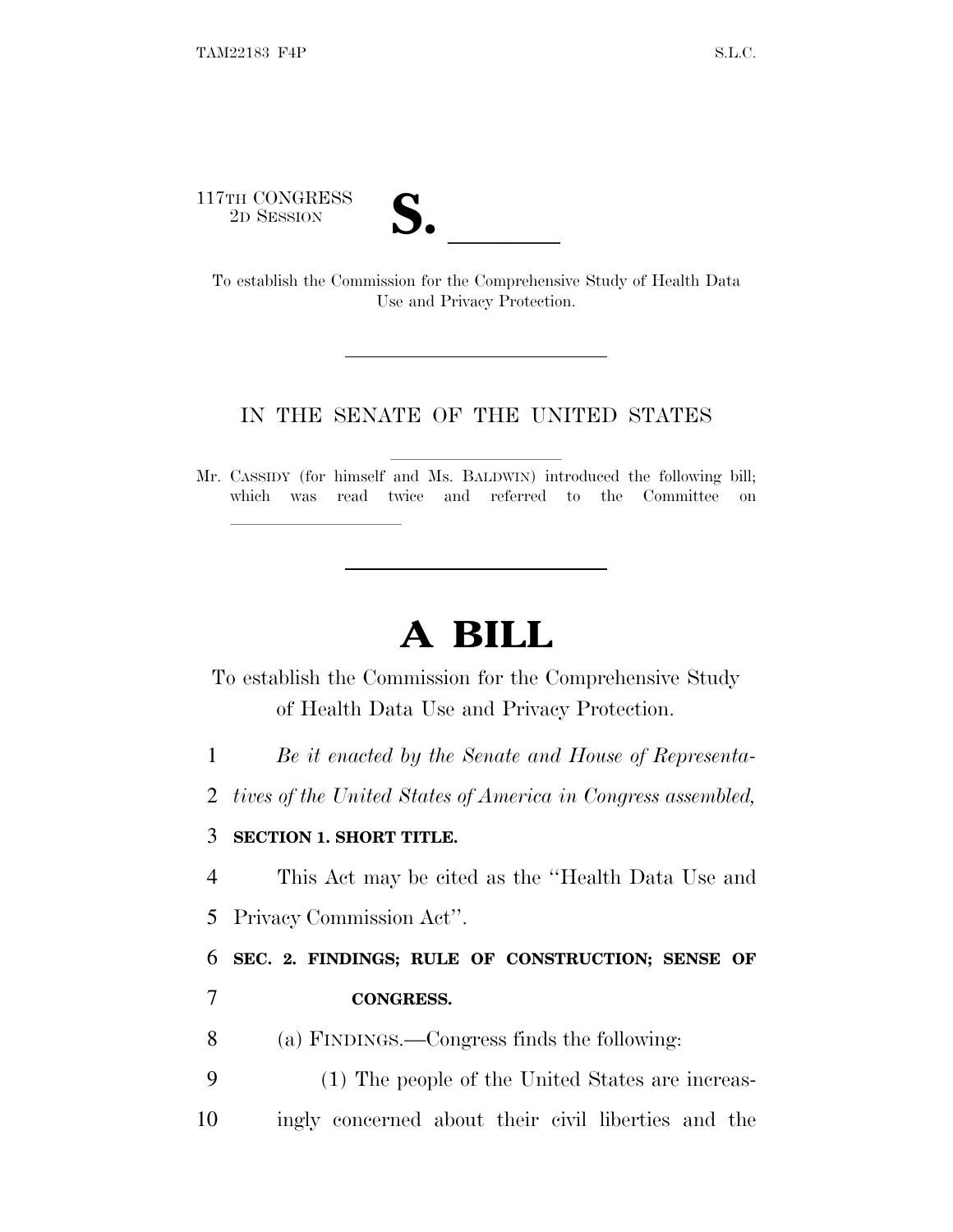117TH CONGRESS
2D SESSION

# S. ______

To establish the Commission for the Comprehensive Study of Health Data Use and Privacy Protection.

IN THE SENATE OF THE UNITED STATES

Mr. CASSIDY (for himself and Ms. BALDWIN) introduced the following bill; which was read twice and referred to the Committee on ______________

# A BILL

To establish the Commission for the Comprehensive Study of Health Data Use and Privacy Protection.

*Be it enacted by the Senate and House of Representatives of the United States of America in Congress assembled,*

**SECTION 1. SHORT TITLE.**

This Act may be cited as the ''Health Data Use and Privacy Commission Act''.

**SEC. 2. FINDINGS; RULE OF CONSTRUCTION; SENSE OF CONGRESS.**

(a) FINDINGS.—Congress finds the following:

(1) The people of the United States are increasingly concerned about their civil liberties and the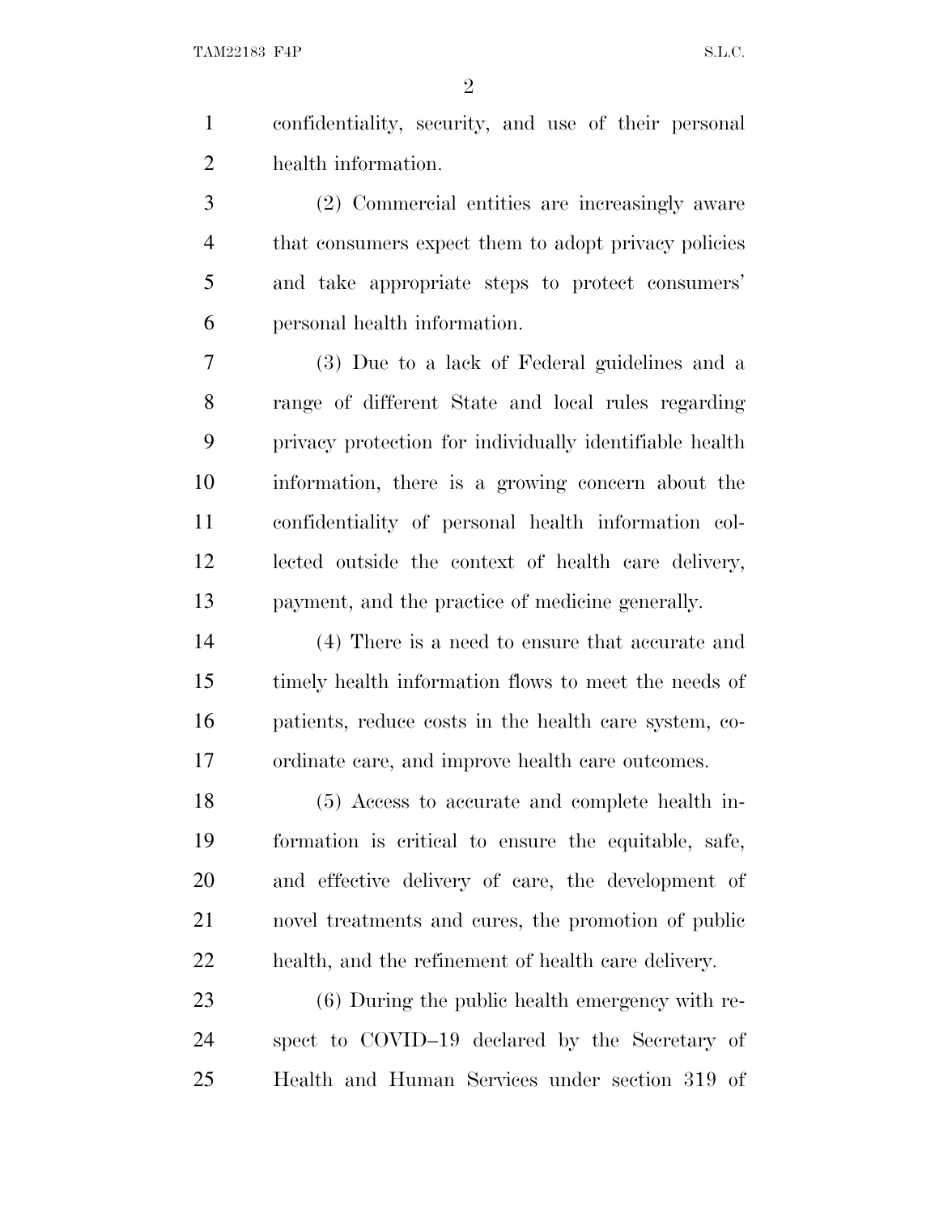confidentiality, security, and use of their personal health information.

(2) Commercial entities are increasingly aware that consumers expect them to adopt privacy policies and take appropriate steps to protect consumers' personal health information.

(3) Due to a lack of Federal guidelines and a range of different State and local rules regarding privacy protection for individually identifiable health information, there is a growing concern about the confidentiality of personal health information collected outside the context of health care delivery, payment, and the practice of medicine generally.

(4) There is a need to ensure that accurate and timely health information flows to meet the needs of patients, reduce costs in the health care system, coordinate care, and improve health care outcomes.

(5) Access to accurate and complete health information is critical to ensure the equitable, safe, and effective delivery of care, the development of novel treatments and cures, the promotion of public health, and the refinement of health care delivery.

(6) During the public health emergency with respect to COVID–19 declared by the Secretary of Health and Human Services under section 319 of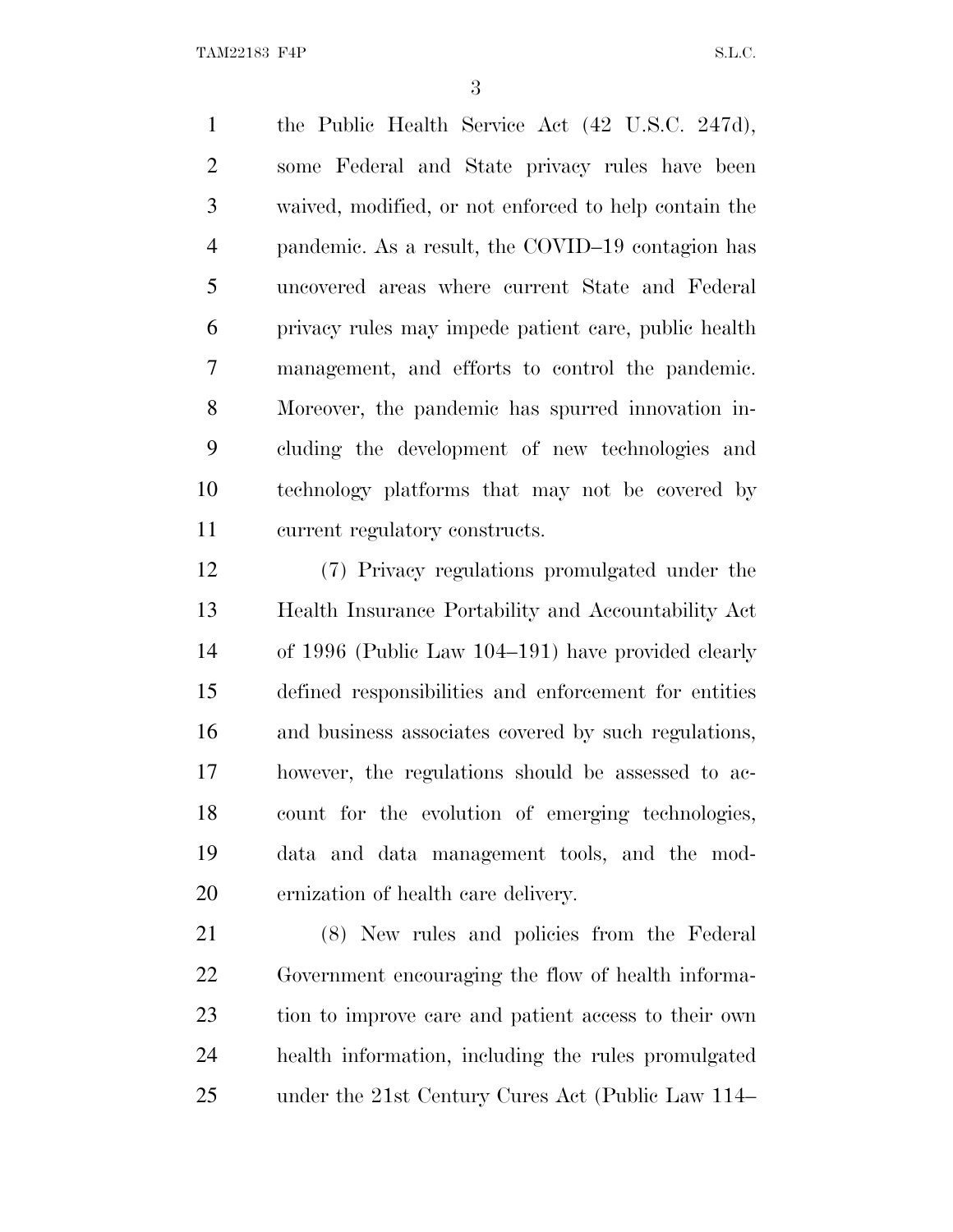the Public Health Service Act (42 U.S.C. 247d), some Federal and State privacy rules have been waived, modified, or not enforced to help contain the pandemic. As a result, the COVID–19 contagion has uncovered areas where current State and Federal privacy rules may impede patient care, public health management, and efforts to control the pandemic. Moreover, the pandemic has spurred innovation including the development of new technologies and technology platforms that may not be covered by current regulatory constructs.

(7) Privacy regulations promulgated under the Health Insurance Portability and Accountability Act of 1996 (Public Law 104–191) have provided clearly defined responsibilities and enforcement for entities and business associates covered by such regulations, however, the regulations should be assessed to account for the evolution of emerging technologies, data and data management tools, and the modernization of health care delivery.

(8) New rules and policies from the Federal Government encouraging the flow of health information to improve care and patient access to their own health information, including the rules promulgated under the 21st Century Cures Act (Public Law 114–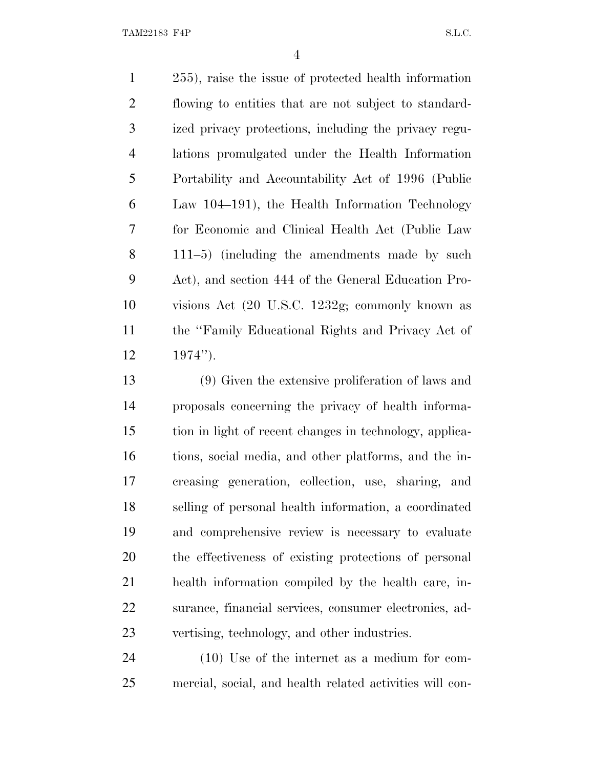255), raise the issue of protected health information flowing to entities that are not subject to standardized privacy protections, including the privacy regulations promulgated under the Health Information Portability and Accountability Act of 1996 (Public Law 104–191), the Health Information Technology for Economic and Clinical Health Act (Public Law 111–5) (including the amendments made by such Act), and section 444 of the General Education Provisions Act (20 U.S.C. 1232g; commonly known as the "Family Educational Rights and Privacy Act of 1974").

(9) Given the extensive proliferation of laws and proposals concerning the privacy of health information in light of recent changes in technology, applications, social media, and other platforms, and the increasing generation, collection, use, sharing, and selling of personal health information, a coordinated and comprehensive review is necessary to evaluate the effectiveness of existing protections of personal health information compiled by the health care, insurance, financial services, consumer electronics, advertising, technology, and other industries.

(10) Use of the internet as a medium for commercial, social, and health related activities will con-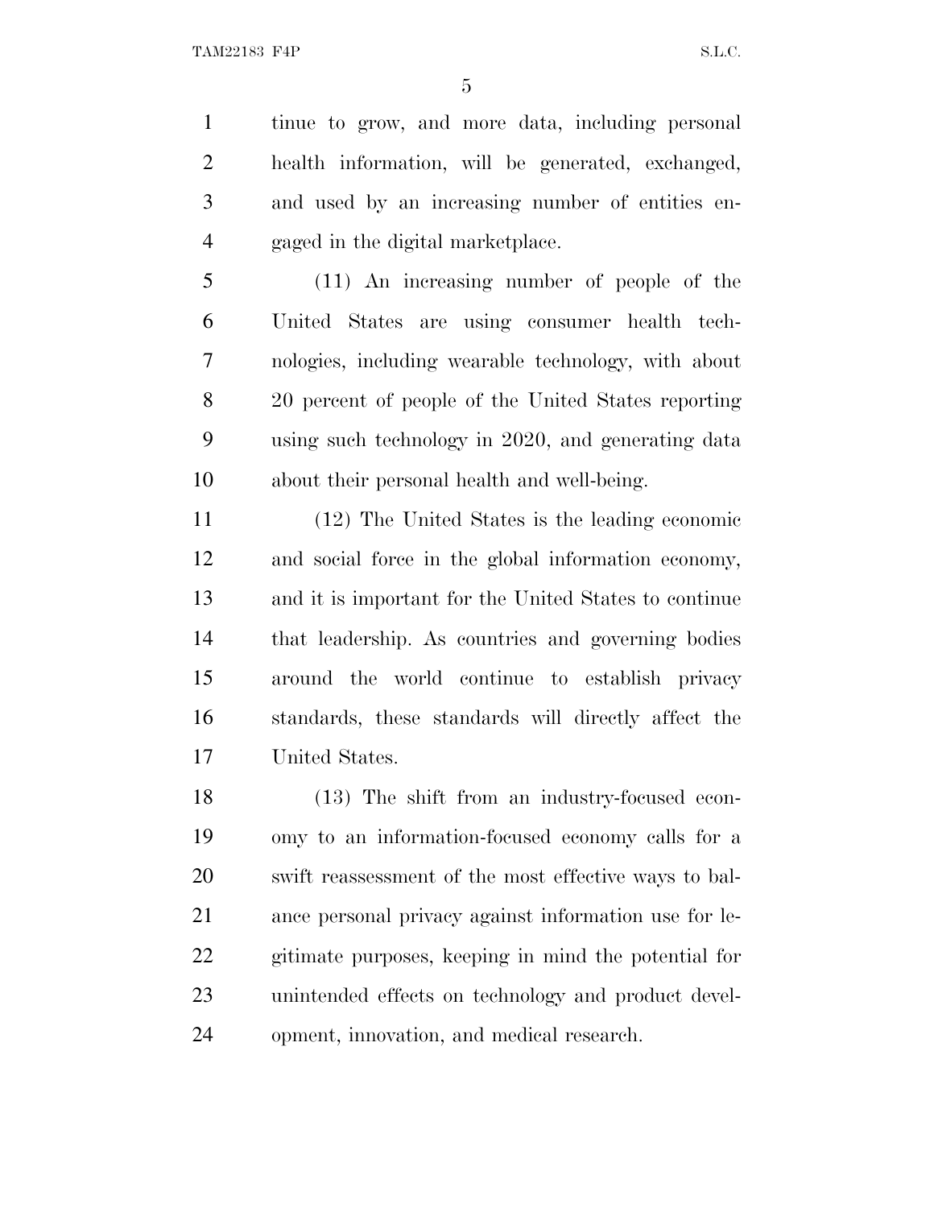tinue to grow, and more data, including personal health information, will be generated, exchanged, and used by an increasing number of entities engaged in the digital marketplace.

(11) An increasing number of people of the United States are using consumer health technologies, including wearable technology, with about 20 percent of people of the United States reporting using such technology in 2020, and generating data about their personal health and well-being.

(12) The United States is the leading economic and social force in the global information economy, and it is important for the United States to continue that leadership. As countries and governing bodies around the world continue to establish privacy standards, these standards will directly affect the United States.

(13) The shift from an industry-focused economy to an information-focused economy calls for a swift reassessment of the most effective ways to balance personal privacy against information use for legitimate purposes, keeping in mind the potential for unintended effects on technology and product development, innovation, and medical research.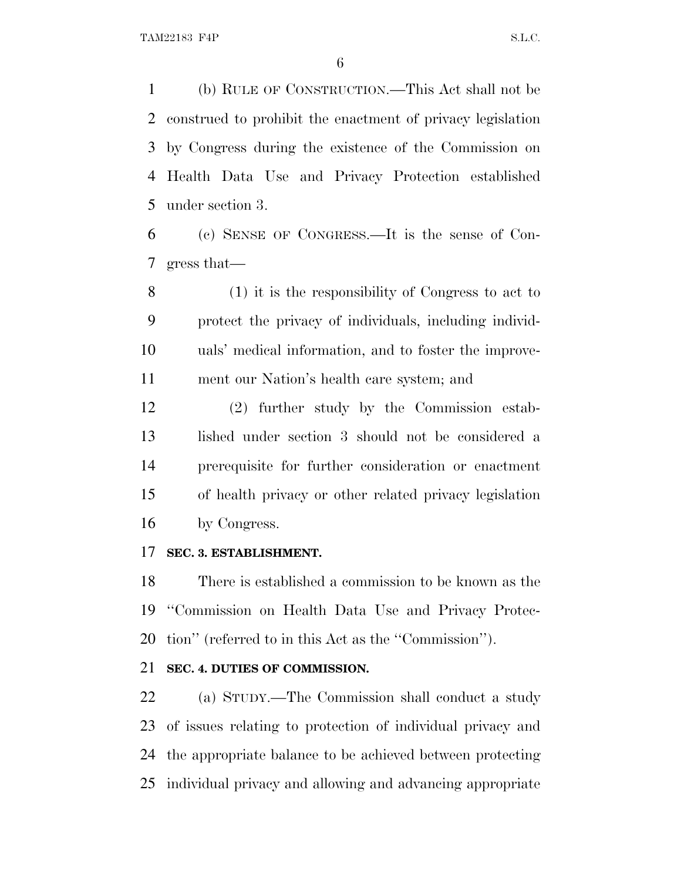(b) RULE OF CONSTRUCTION.—This Act shall not be construed to prohibit the enactment of privacy legislation by Congress during the existence of the Commission on Health Data Use and Privacy Protection established under section 3.

(c) SENSE OF CONGRESS.—It is the sense of Congress that—

(1) it is the responsibility of Congress to act to protect the privacy of individuals, including individuals' medical information, and to foster the improvement our Nation's health care system; and

(2) further study by the Commission established under section 3 should not be considered a prerequisite for further consideration or enactment of health privacy or other related privacy legislation by Congress.

**SEC. 3. ESTABLISHMENT.**

There is established a commission to be known as the ''Commission on Health Data Use and Privacy Protection'' (referred to in this Act as the ''Commission'').

**SEC. 4. DUTIES OF COMMISSION.**

(a) STUDY.—The Commission shall conduct a study of issues relating to protection of individual privacy and the appropriate balance to be achieved between protecting individual privacy and allowing and advancing appropriate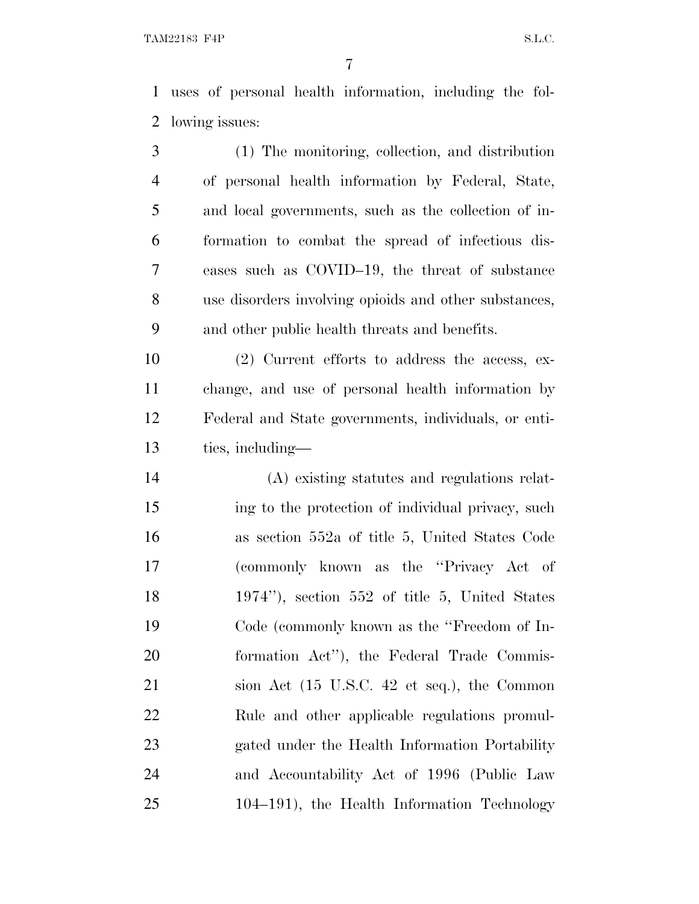uses of personal health information, including the following issues:

(1) The monitoring, collection, and distribution of personal health information by Federal, State, and local governments, such as the collection of information to combat the spread of infectious diseases such as COVID–19, the threat of substance use disorders involving opioids and other substances, and other public health threats and benefits.

(2) Current efforts to address the access, exchange, and use of personal health information by Federal and State governments, individuals, or entities, including—

(A) existing statutes and regulations relating to the protection of individual privacy, such as section 552a of title 5, United States Code (commonly known as the ''Privacy Act of 1974''), section 552 of title 5, United States Code (commonly known as the ''Freedom of Information Act''), the Federal Trade Commission Act (15 U.S.C. 42 et seq.), the Common Rule and other applicable regulations promulgated under the Health Information Portability and Accountability Act of 1996 (Public Law 104–191), the Health Information Technology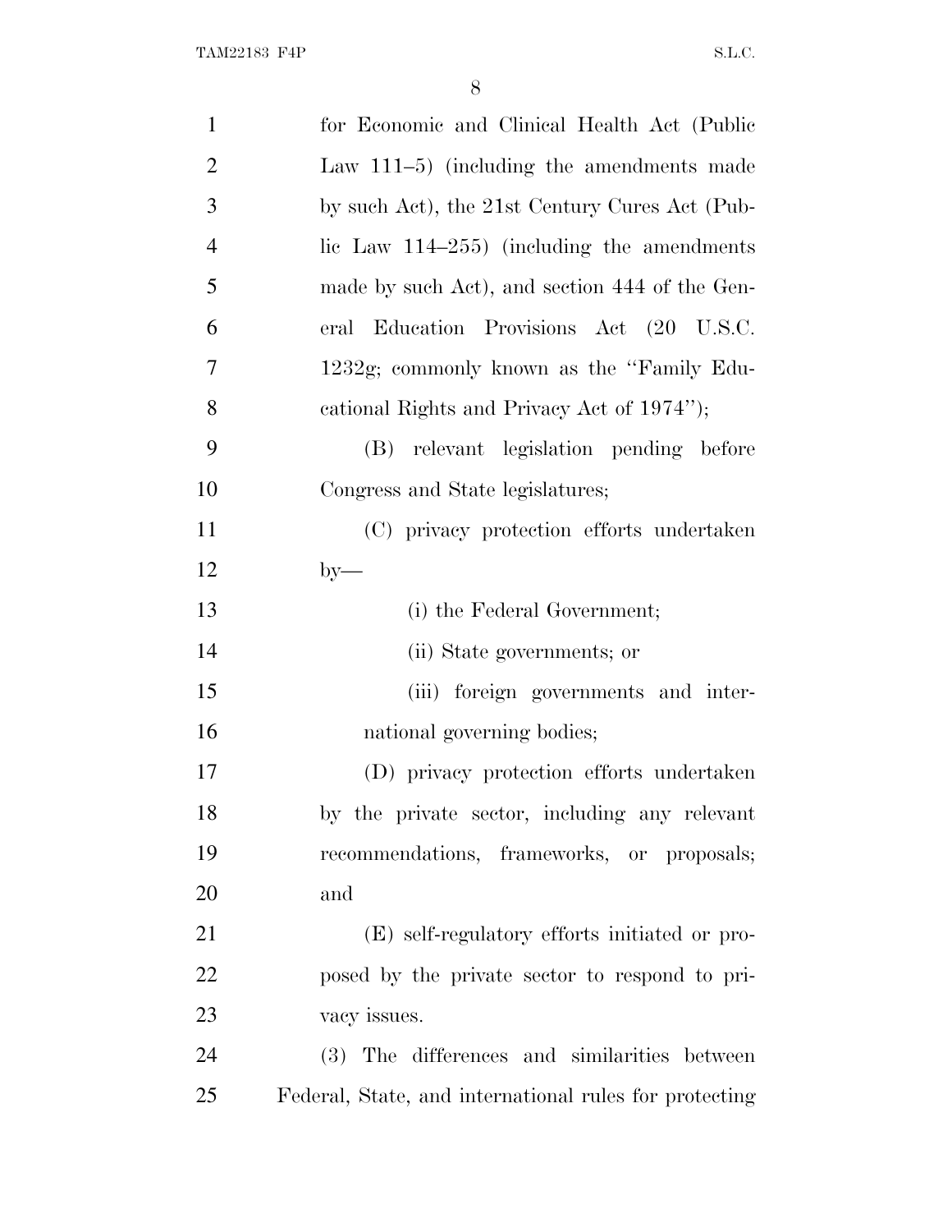for Economic and Clinical Health Act (Public Law 111–5) (including the amendments made by such Act), the 21st Century Cures Act (Public Law 114–255) (including the amendments made by such Act), and section 444 of the General Education Provisions Act (20 U.S.C. 1232g; commonly known as the "Family Educational Rights and Privacy Act of 1974");

(B) relevant legislation pending before Congress and State legislatures;

(C) privacy protection efforts undertaken by—

(i) the Federal Government;

(ii) State governments; or

(iii) foreign governments and international governing bodies;

(D) privacy protection efforts undertaken by the private sector, including any relevant recommendations, frameworks, or proposals; and

(E) self-regulatory efforts initiated or proposed by the private sector to respond to privacy issues.

(3) The differences and similarities between Federal, State, and international rules for protecting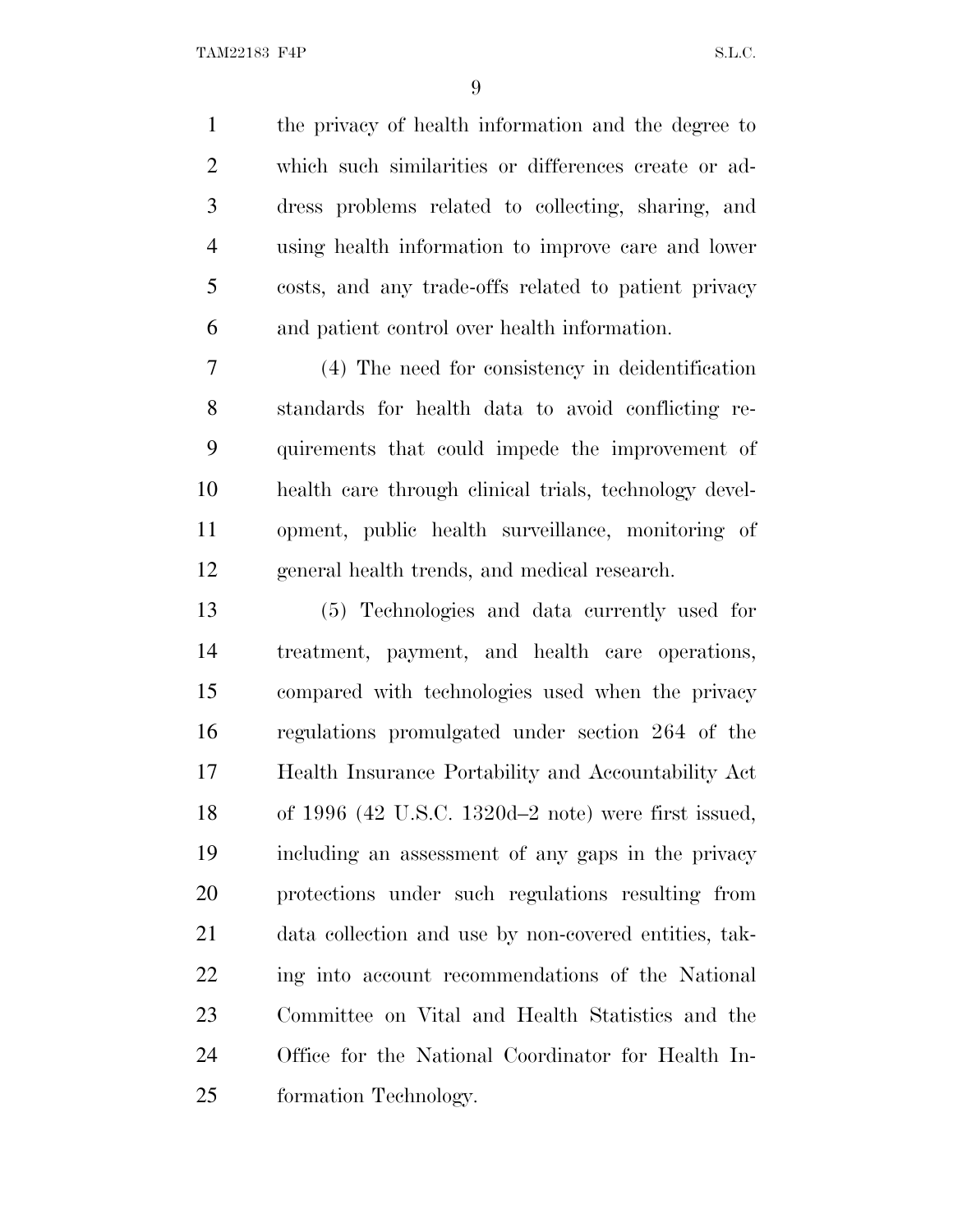the privacy of health information and the degree to which such similarities or differences create or address problems related to collecting, sharing, and using health information to improve care and lower costs, and any trade-offs related to patient privacy and patient control over health information.

(4) The need for consistency in deidentification standards for health data to avoid conflicting requirements that could impede the improvement of health care through clinical trials, technology development, public health surveillance, monitoring of general health trends, and medical research.

(5) Technologies and data currently used for treatment, payment, and health care operations, compared with technologies used when the privacy regulations promulgated under section 264 of the Health Insurance Portability and Accountability Act of 1996 (42 U.S.C. 1320d–2 note) were first issued, including an assessment of any gaps in the privacy protections under such regulations resulting from data collection and use by non-covered entities, taking into account recommendations of the National Committee on Vital and Health Statistics and the Office for the National Coordinator for Health Information Technology.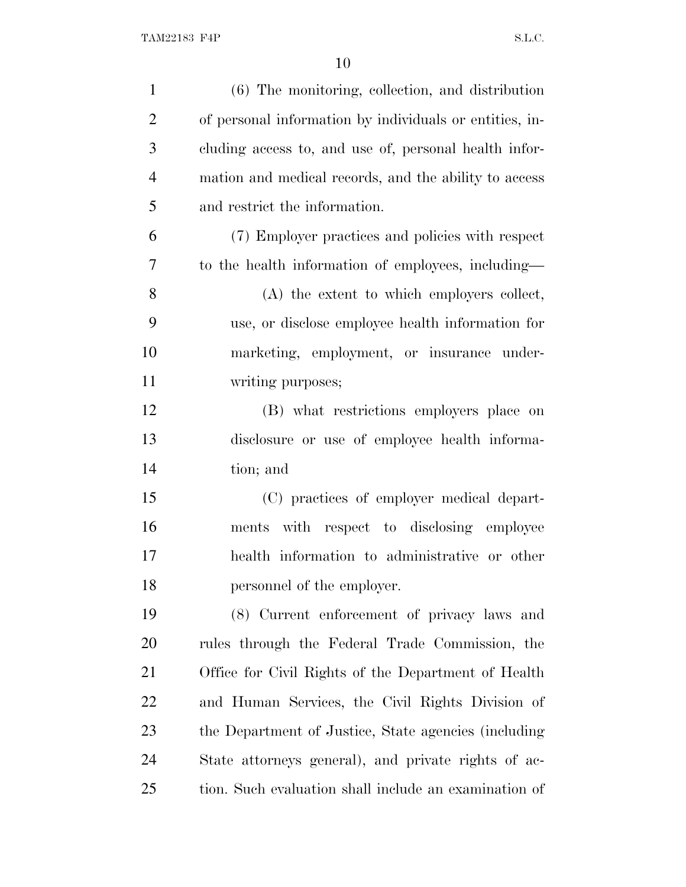(6) The monitoring, collection, and distribution of personal information by individuals or entities, including access to, and use of, personal health information and medical records, and the ability to access and restrict the information.

(7) Employer practices and policies with respect to the health information of employees, including—

(A) the extent to which employers collect, use, or disclose employee health information for marketing, employment, or insurance underwriting purposes;

(B) what restrictions employers place on disclosure or use of employee health information; and

(C) practices of employer medical departments with respect to disclosing employee health information to administrative or other personnel of the employer.

(8) Current enforcement of privacy laws and rules through the Federal Trade Commission, the Office for Civil Rights of the Department of Health and Human Services, the Civil Rights Division of the Department of Justice, State agencies (including State attorneys general), and private rights of action. Such evaluation shall include an examination of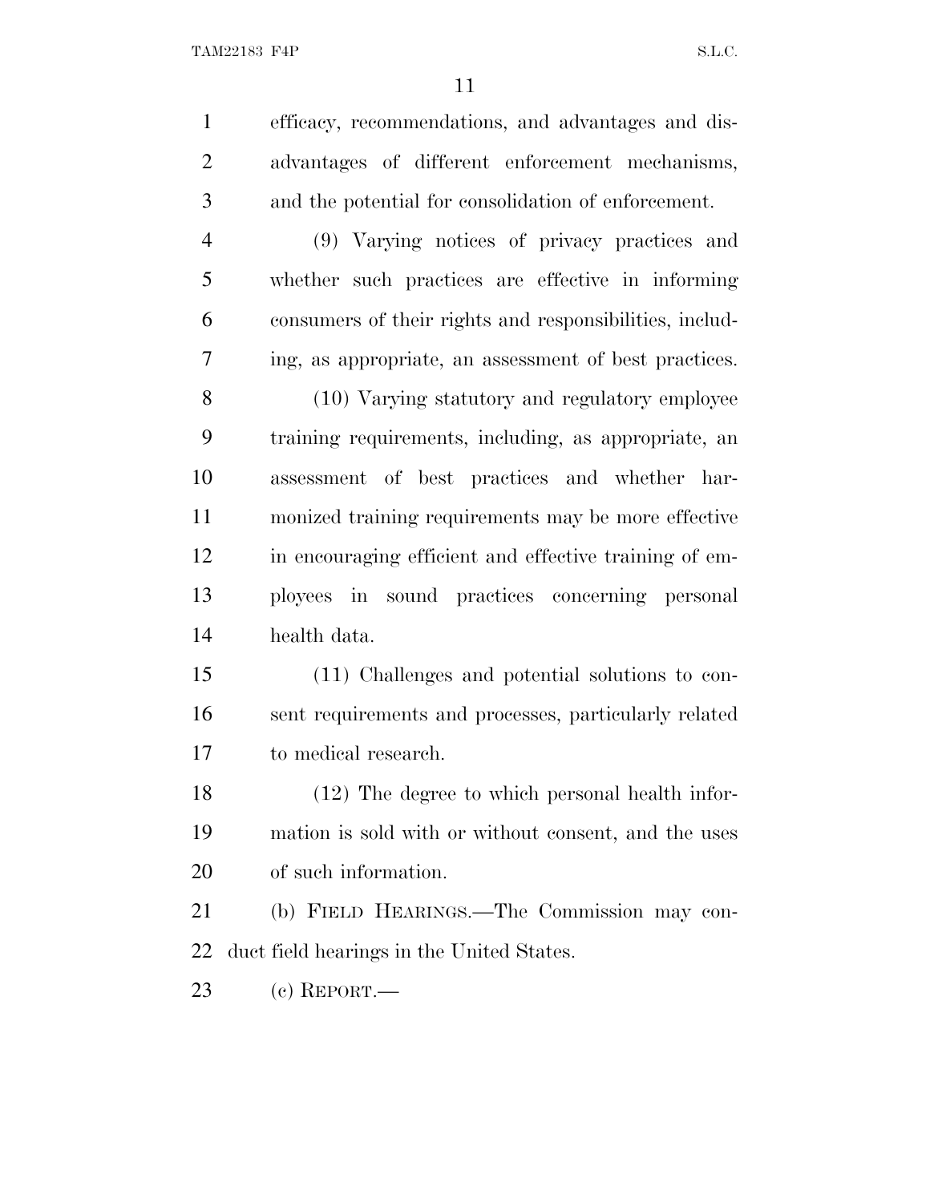efficacy, recommendations, and advantages and disadvantages of different enforcement mechanisms, and the potential for consolidation of enforcement.

(9) Varying notices of privacy practices and whether such practices are effective in informing consumers of their rights and responsibilities, including, as appropriate, an assessment of best practices.

(10) Varying statutory and regulatory employee training requirements, including, as appropriate, an assessment of best practices and whether harmonized training requirements may be more effective in encouraging efficient and effective training of employees in sound practices concerning personal health data.

(11) Challenges and potential solutions to consent requirements and processes, particularly related to medical research.

(12) The degree to which personal health information is sold with or without consent, and the uses of such information.

(b) FIELD HEARINGS.—The Commission may conduct field hearings in the United States.

(c) REPORT.—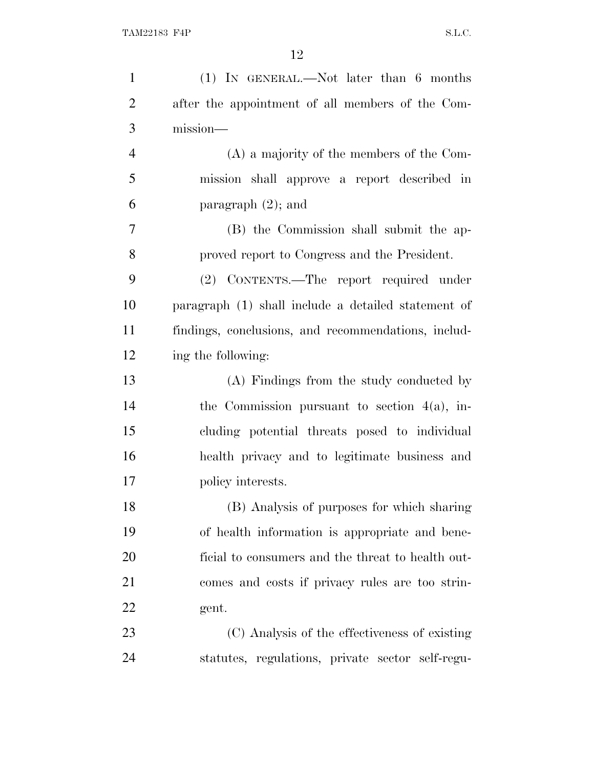(1) IN GENERAL.—Not later than 6 months after the appointment of all members of the Commission—

(A) a majority of the members of the Commission shall approve a report described in paragraph (2); and

(B) the Commission shall submit the approved report to Congress and the President.

(2) CONTENTS.—The report required under paragraph (1) shall include a detailed statement of findings, conclusions, and recommendations, including the following:

(A) Findings from the study conducted by the Commission pursuant to section 4(a), including potential threats posed to individual health privacy and to legitimate business and policy interests.

(B) Analysis of purposes for which sharing of health information is appropriate and beneficial to consumers and the threat to health outcomes and costs if privacy rules are too stringent.

(C) Analysis of the effectiveness of existing statutes, regulations, private sector self-regu-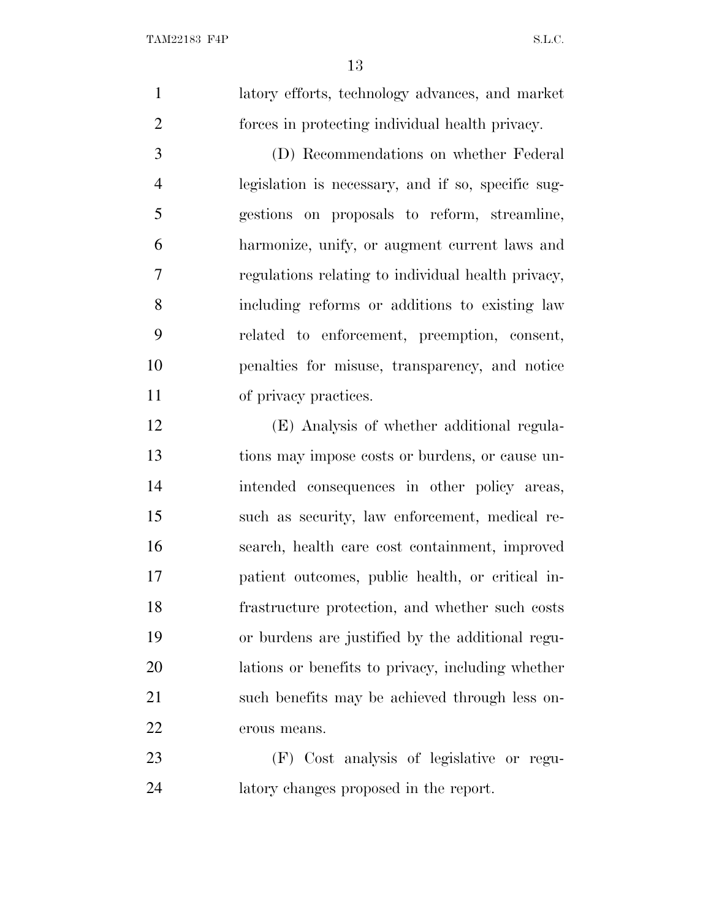latory efforts, technology advances, and market forces in protecting individual health privacy.

(D) Recommendations on whether Federal legislation is necessary, and if so, specific suggestions on proposals to reform, streamline, harmonize, unify, or augment current laws and regulations relating to individual health privacy, including reforms or additions to existing law related to enforcement, preemption, consent, penalties for misuse, transparency, and notice of privacy practices.

(E) Analysis of whether additional regulations may impose costs or burdens, or cause unintended consequences in other policy areas, such as security, law enforcement, medical research, health care cost containment, improved patient outcomes, public health, or critical infrastructure protection, and whether such costs or burdens are justified by the additional regulations or benefits to privacy, including whether such benefits may be achieved through less onerous means.

(F) Cost analysis of legislative or regulatory changes proposed in the report.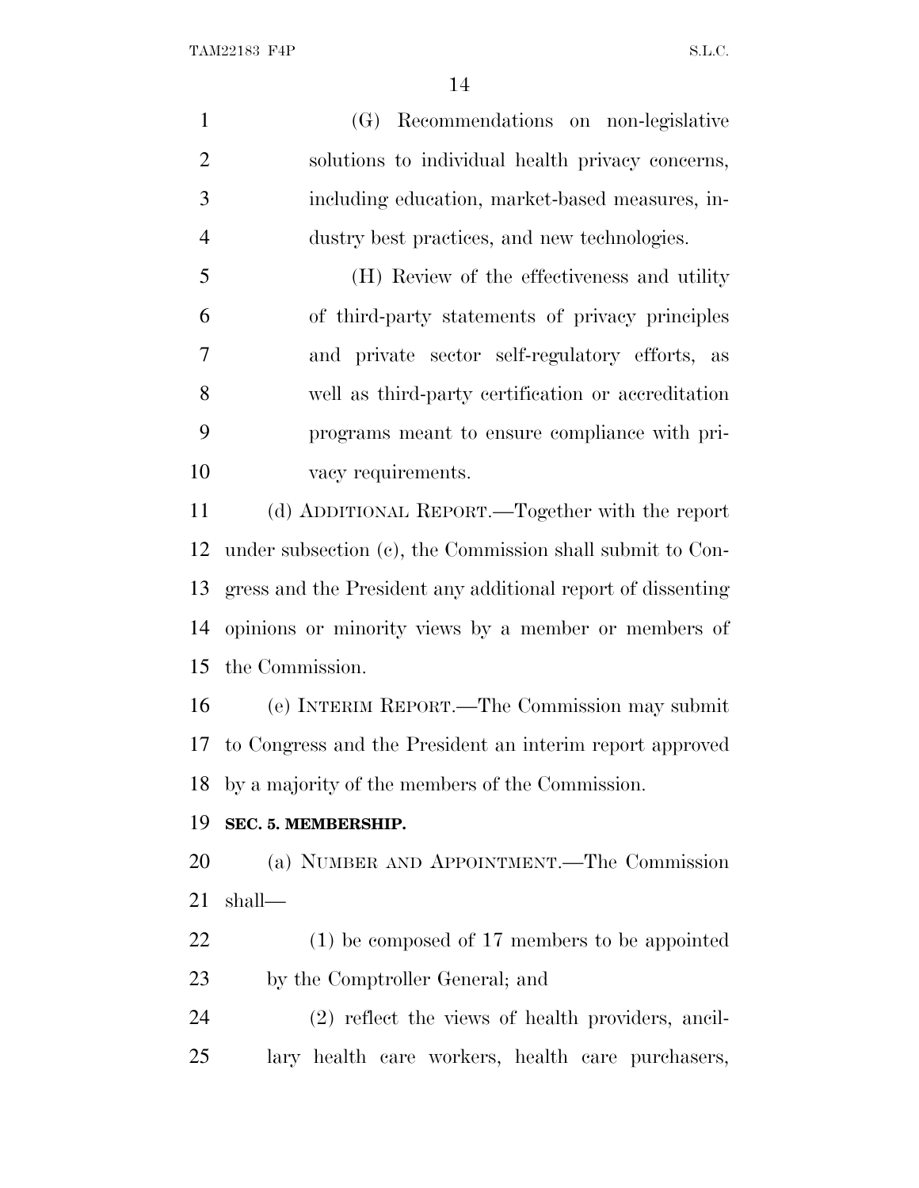(G) Recommendations on non-legislative solutions to individual health privacy concerns, including education, market-based measures, industry best practices, and new technologies.

(H) Review of the effectiveness and utility of third-party statements of privacy principles and private sector self-regulatory efforts, as well as third-party certification or accreditation programs meant to ensure compliance with privacy requirements.

(d) ADDITIONAL REPORT.—Together with the report under subsection (c), the Commission shall submit to Congress and the President any additional report of dissenting opinions or minority views by a member or members of the Commission.

(e) INTERIM REPORT.—The Commission may submit to Congress and the President an interim report approved by a majority of the members of the Commission.

**SEC. 5. MEMBERSHIP.**

(a) NUMBER AND APPOINTMENT.—The Commission shall—

(1) be composed of 17 members to be appointed by the Comptroller General; and

(2) reflect the views of health providers, ancillary health care workers, health care purchasers,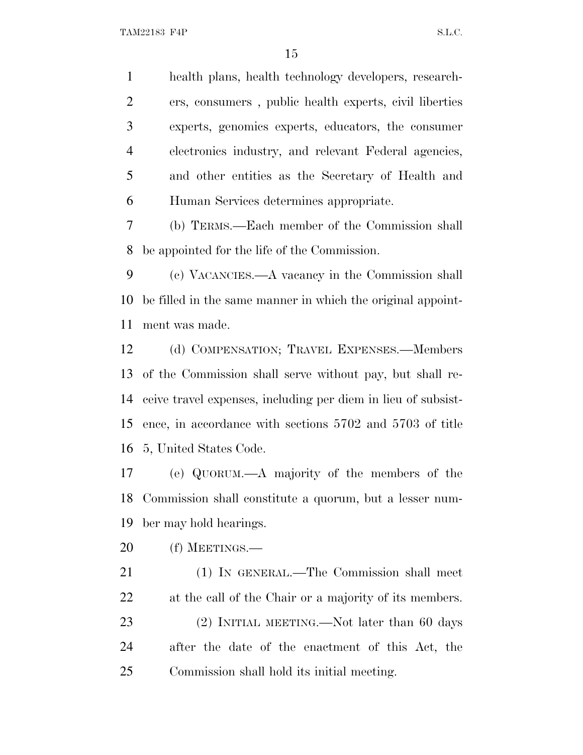health plans, health technology developers, researchers, consumers , public health experts, civil liberties experts, genomics experts, educators, the consumer electronics industry, and relevant Federal agencies, and other entities as the Secretary of Health and Human Services determines appropriate.

(b) TERMS.—Each member of the Commission shall be appointed for the life of the Commission.

(c) VACANCIES.—A vacancy in the Commission shall be filled in the same manner in which the original appointment was made.

(d) COMPENSATION; TRAVEL EXPENSES.—Members of the Commission shall serve without pay, but shall receive travel expenses, including per diem in lieu of subsistence, in accordance with sections 5702 and 5703 of title 5, United States Code.

(e) QUORUM.—A majority of the members of the Commission shall constitute a quorum, but a lesser number may hold hearings.

(f) MEETINGS.—

(1) IN GENERAL.—The Commission shall meet at the call of the Chair or a majority of its members.

(2) INITIAL MEETING.—Not later than 60 days after the date of the enactment of this Act, the Commission shall hold its initial meeting.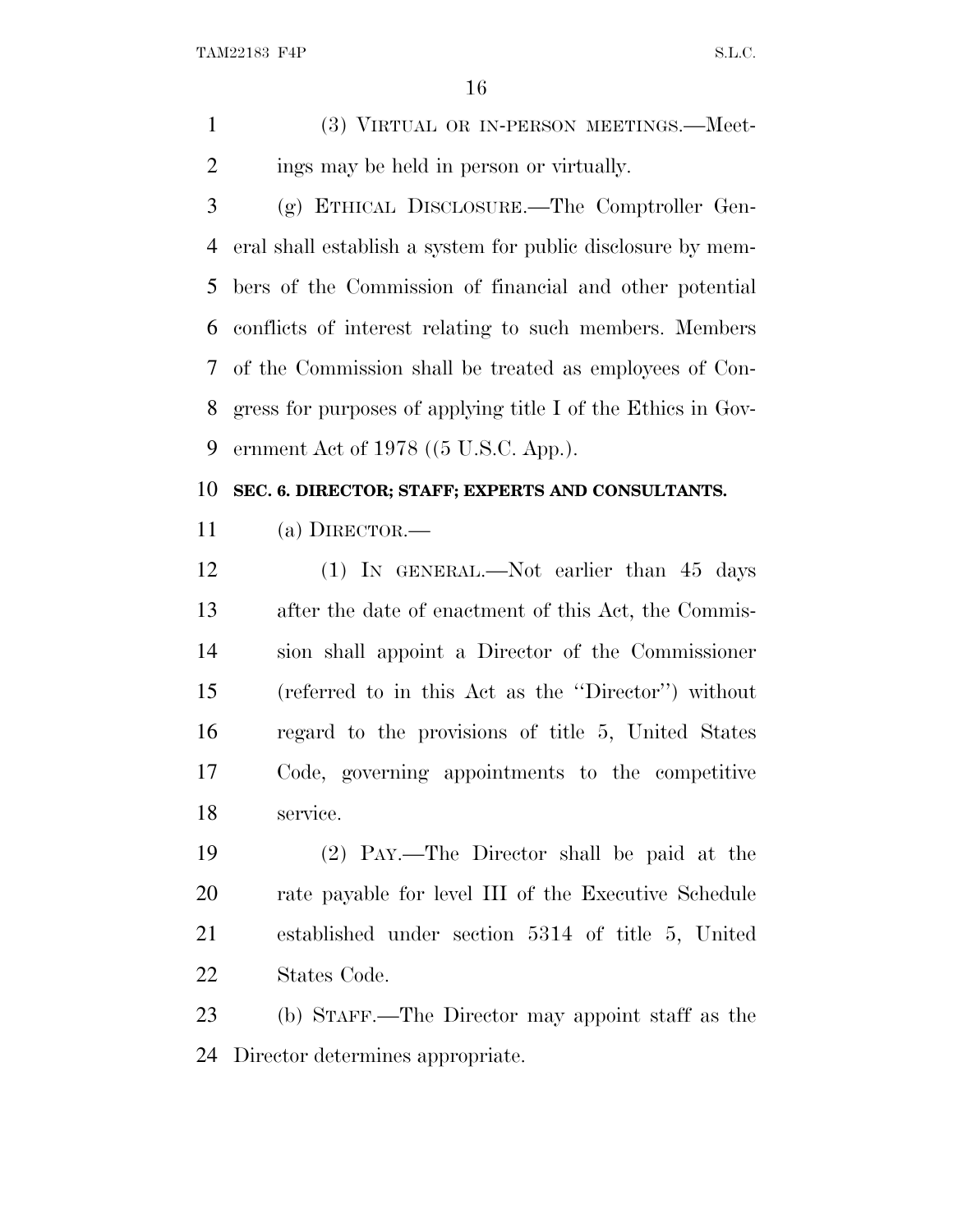(3) VIRTUAL OR IN-PERSON MEETINGS.—Meetings may be held in person or virtually.

(g) ETHICAL DISCLOSURE.—The Comptroller General shall establish a system for public disclosure by members of the Commission of financial and other potential conflicts of interest relating to such members. Members of the Commission shall be treated as employees of Congress for purposes of applying title I of the Ethics in Government Act of 1978 ((5 U.S.C. App.).

## SEC. 6. DIRECTOR; STAFF; EXPERTS AND CONSULTANTS.

(a) DIRECTOR.—

(1) IN GENERAL.—Not earlier than 45 days after the date of enactment of this Act, the Commission shall appoint a Director of the Commissioner (referred to in this Act as the ''Director'') without regard to the provisions of title 5, United States Code, governing appointments to the competitive service.

(2) PAY.—The Director shall be paid at the rate payable for level III of the Executive Schedule established under section 5314 of title 5, United States Code.

(b) STAFF.—The Director may appoint staff as the Director determines appropriate.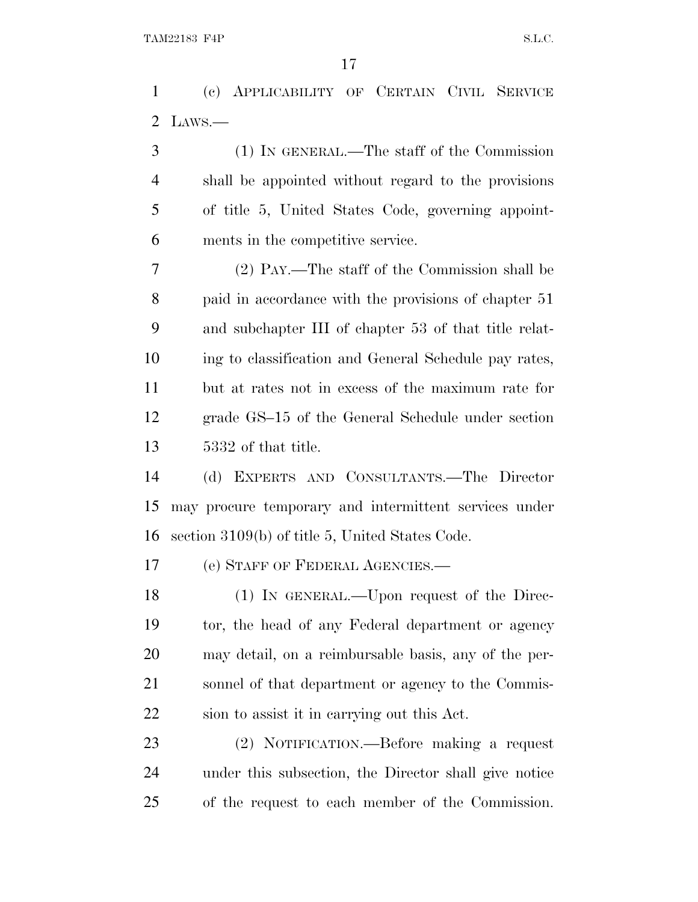(c) APPLICABILITY OF CERTAIN CIVIL SERVICE LAWS.—

(1) IN GENERAL.—The staff of the Commission shall be appointed without regard to the provisions of title 5, United States Code, governing appointments in the competitive service.

(2) PAY.—The staff of the Commission shall be paid in accordance with the provisions of chapter 51 and subchapter III of chapter 53 of that title relating to classification and General Schedule pay rates, but at rates not in excess of the maximum rate for grade GS–15 of the General Schedule under section 5332 of that title.

(d) EXPERTS AND CONSULTANTS.—The Director may procure temporary and intermittent services under section 3109(b) of title 5, United States Code.

(e) STAFF OF FEDERAL AGENCIES.—

(1) IN GENERAL.—Upon request of the Director, the head of any Federal department or agency may detail, on a reimbursable basis, any of the personnel of that department or agency to the Commission to assist it in carrying out this Act.

(2) NOTIFICATION.—Before making a request under this subsection, the Director shall give notice of the request to each member of the Commission.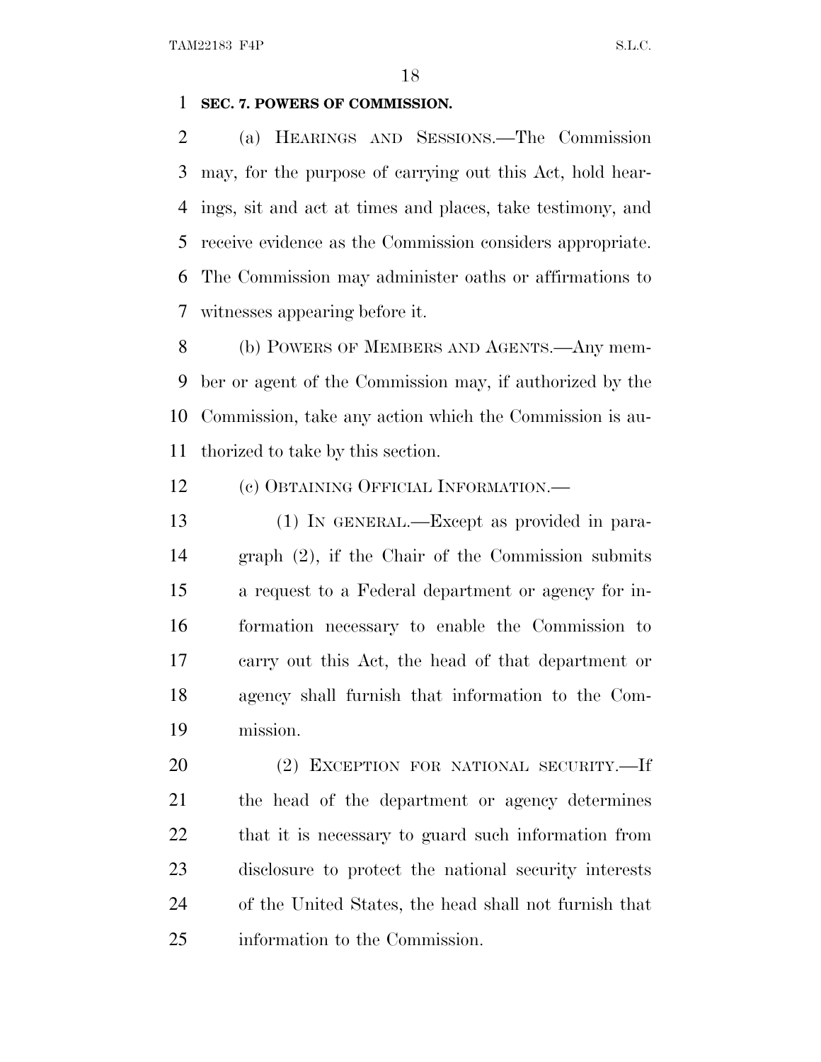**SEC. 7. POWERS OF COMMISSION.**

(a) HEARINGS AND SESSIONS.—The Commission may, for the purpose of carrying out this Act, hold hearings, sit and act at times and places, take testimony, and receive evidence as the Commission considers appropriate. The Commission may administer oaths or affirmations to witnesses appearing before it.

(b) POWERS OF MEMBERS AND AGENTS.—Any member or agent of the Commission may, if authorized by the Commission, take any action which the Commission is authorized to take by this section.

(c) OBTAINING OFFICIAL INFORMATION.—

(1) IN GENERAL.—Except as provided in paragraph (2), if the Chair of the Commission submits a request to a Federal department or agency for information necessary to enable the Commission to carry out this Act, the head of that department or agency shall furnish that information to the Commission.

(2) EXCEPTION FOR NATIONAL SECURITY.—If the head of the department or agency determines that it is necessary to guard such information from disclosure to protect the national security interests of the United States, the head shall not furnish that information to the Commission.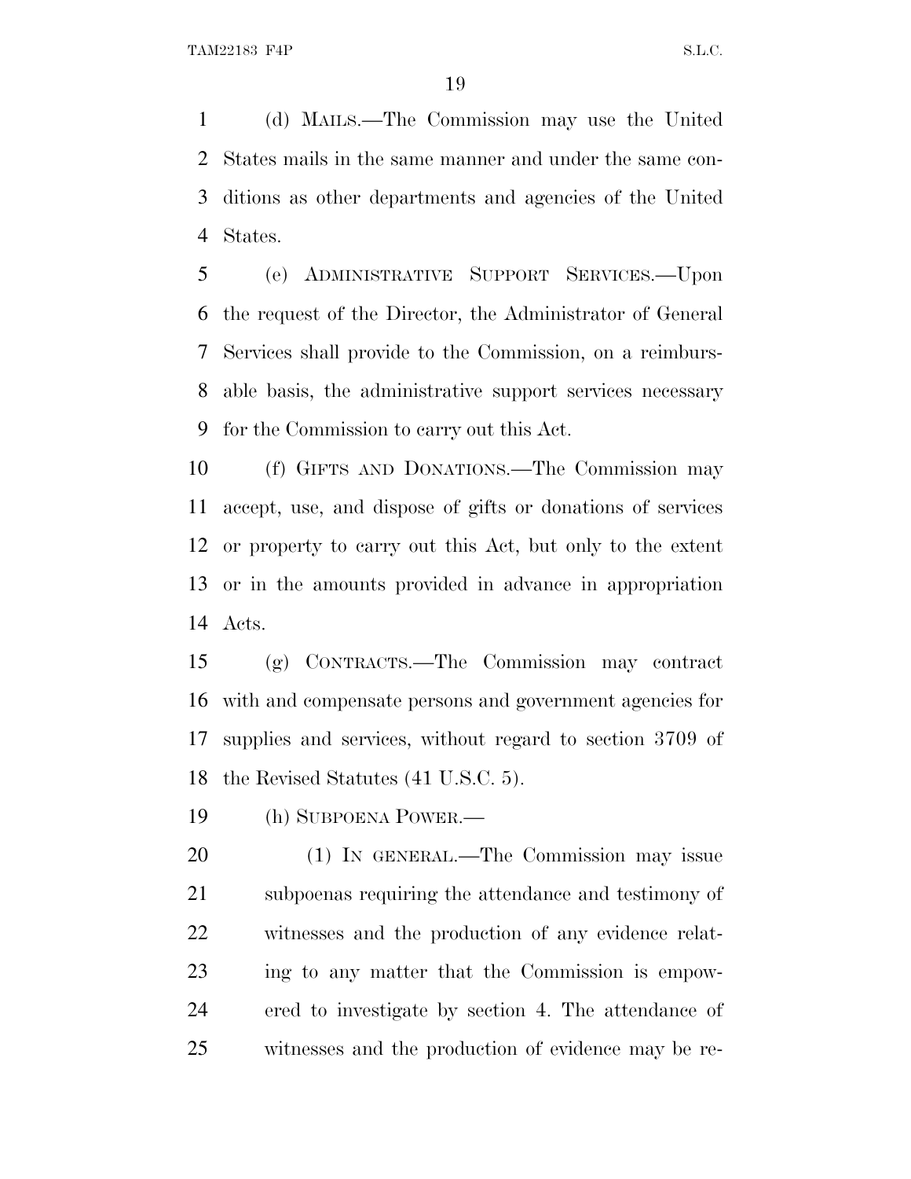(d) MAILS.—The Commission may use the United States mails in the same manner and under the same conditions as other departments and agencies of the United States.

(e) ADMINISTRATIVE SUPPORT SERVICES.—Upon the request of the Director, the Administrator of General Services shall provide to the Commission, on a reimbursable basis, the administrative support services necessary for the Commission to carry out this Act.

(f) GIFTS AND DONATIONS.—The Commission may accept, use, and dispose of gifts or donations of services or property to carry out this Act, but only to the extent or in the amounts provided in advance in appropriation Acts.

(g) CONTRACTS.—The Commission may contract with and compensate persons and government agencies for supplies and services, without regard to section 3709 of the Revised Statutes (41 U.S.C. 5).

(h) SUBPOENA POWER.—

(1) IN GENERAL.—The Commission may issue subpoenas requiring the attendance and testimony of witnesses and the production of any evidence relating to any matter that the Commission is empowered to investigate by section 4. The attendance of witnesses and the production of evidence may be re-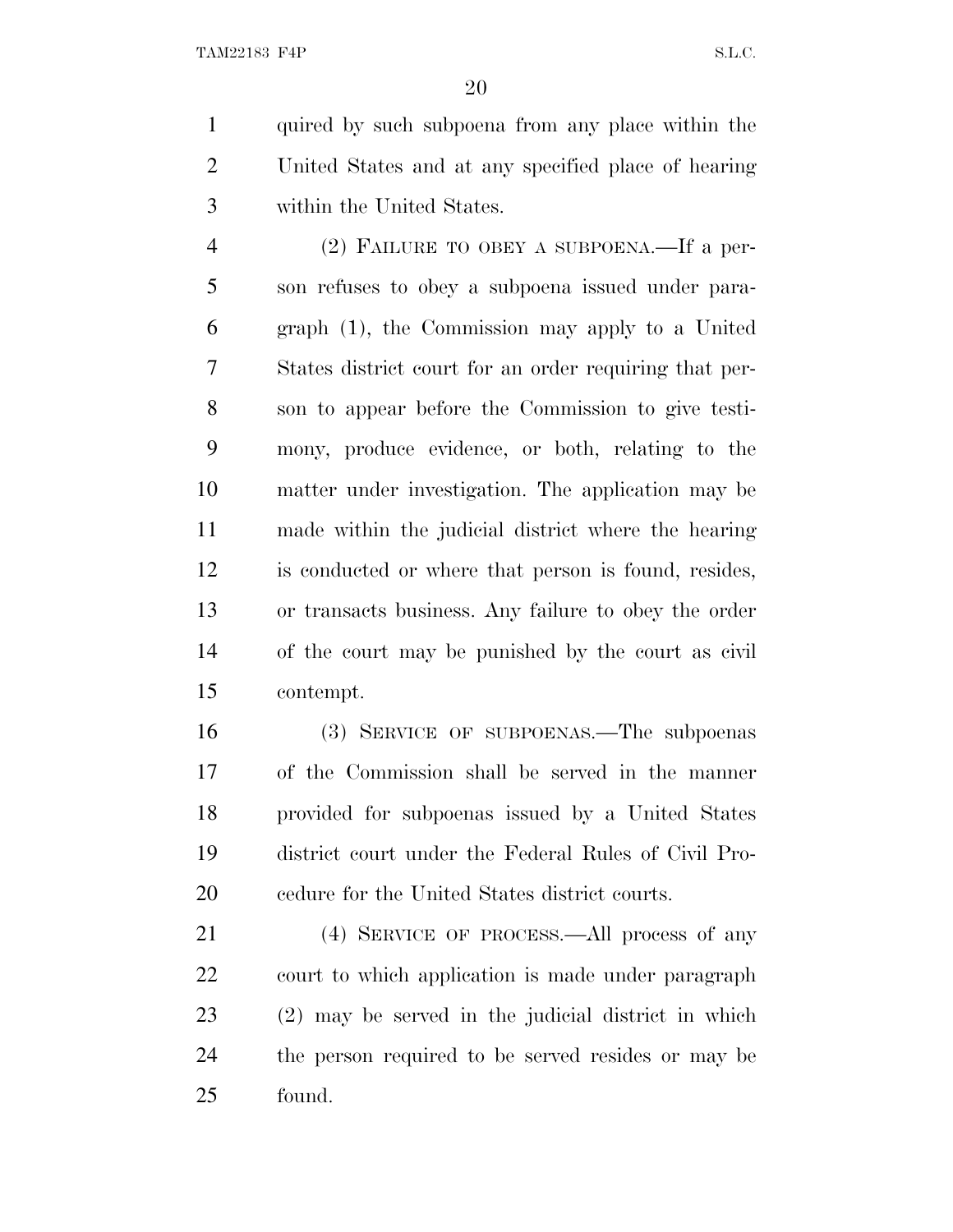quired by such subpoena from any place within the United States and at any specified place of hearing within the United States.

(2) FAILURE TO OBEY A SUBPOENA.—If a person refuses to obey a subpoena issued under paragraph (1), the Commission may apply to a United States district court for an order requiring that person to appear before the Commission to give testimony, produce evidence, or both, relating to the matter under investigation. The application may be made within the judicial district where the hearing is conducted or where that person is found, resides, or transacts business. Any failure to obey the order of the court may be punished by the court as civil contempt.

(3) SERVICE OF SUBPOENAS.—The subpoenas of the Commission shall be served in the manner provided for subpoenas issued by a United States district court under the Federal Rules of Civil Procedure for the United States district courts.

(4) SERVICE OF PROCESS.—All process of any court to which application is made under paragraph (2) may be served in the judicial district in which the person required to be served resides or may be found.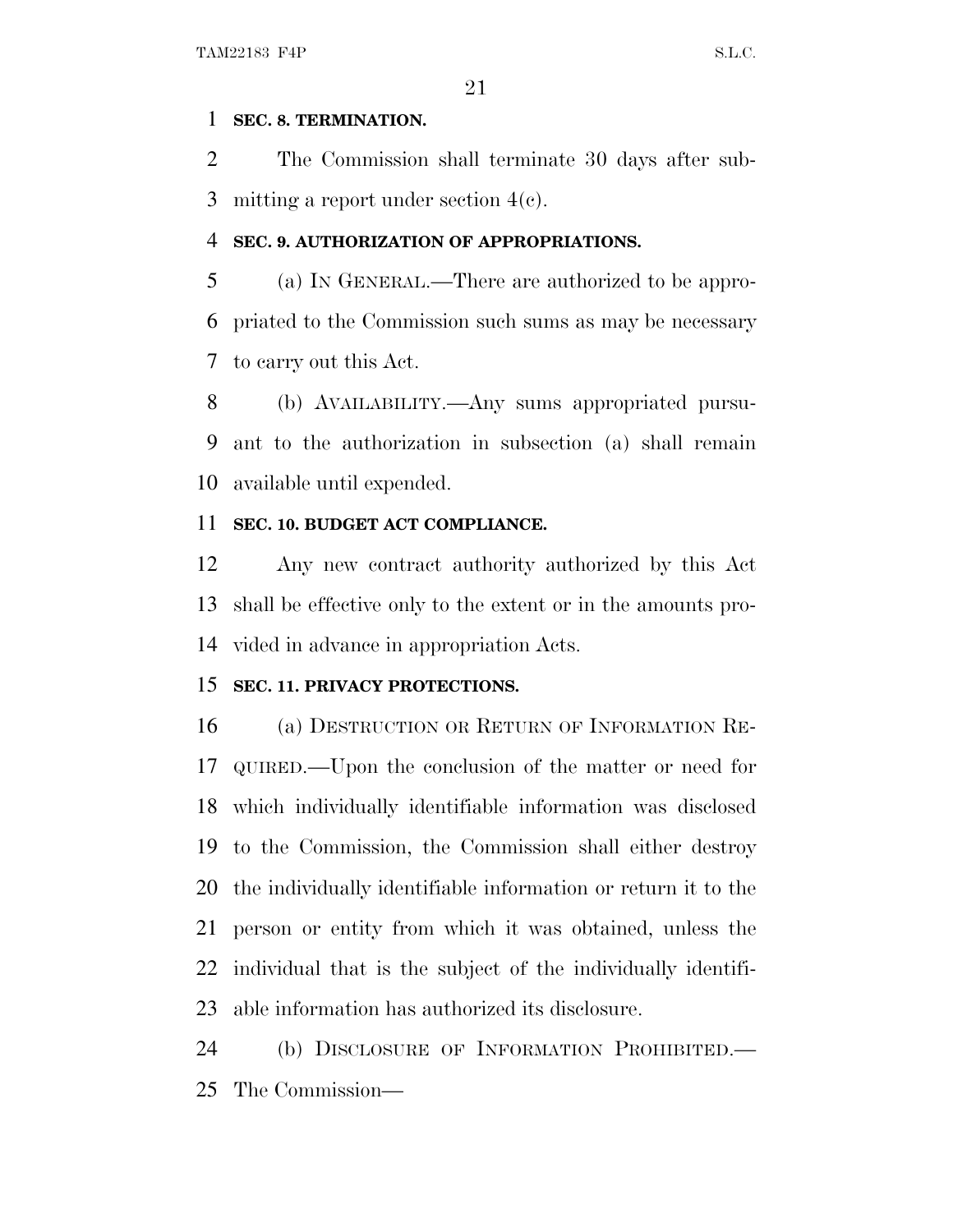**SEC. 8. TERMINATION.**

The Commission shall terminate 30 days after submitting a report under section 4(c).

**SEC. 9. AUTHORIZATION OF APPROPRIATIONS.**

(a) IN GENERAL.—There are authorized to be appropriated to the Commission such sums as may be necessary to carry out this Act.

(b) AVAILABILITY.—Any sums appropriated pursuant to the authorization in subsection (a) shall remain available until expended.

**SEC. 10. BUDGET ACT COMPLIANCE.**

Any new contract authority authorized by this Act shall be effective only to the extent or in the amounts provided in advance in appropriation Acts.

**SEC. 11. PRIVACY PROTECTIONS.**

(a) DESTRUCTION OR RETURN OF INFORMATION REQUIRED.—Upon the conclusion of the matter or need for which individually identifiable information was disclosed to the Commission, the Commission shall either destroy the individually identifiable information or return it to the person or entity from which it was obtained, unless the individual that is the subject of the individually identifiable information has authorized its disclosure.

(b) DISCLOSURE OF INFORMATION PROHIBITED.—The Commission—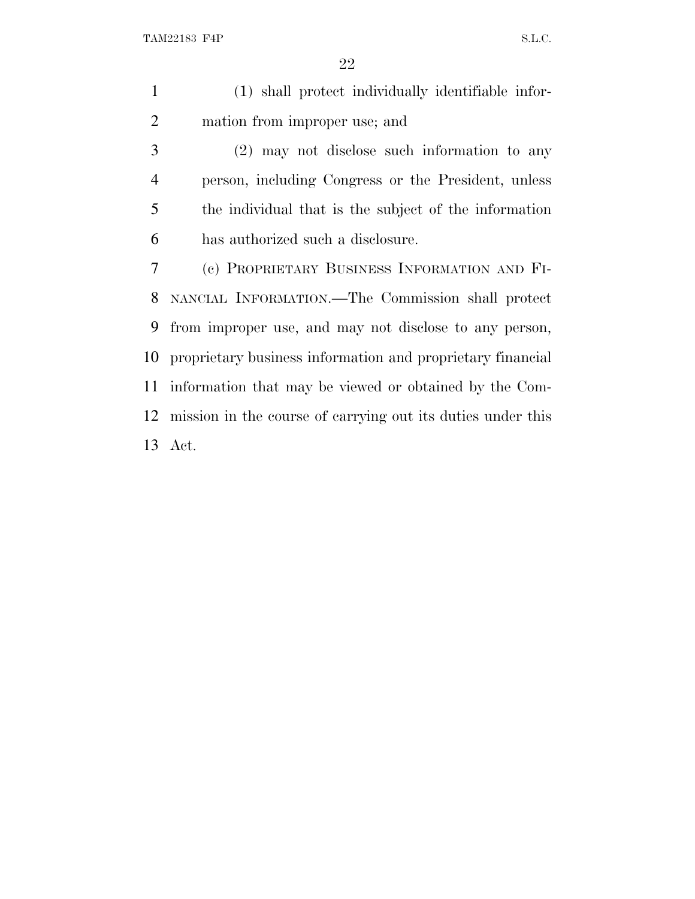(1) shall protect individually identifiable information from improper use; and

(2) may not disclose such information to any person, including Congress or the President, unless the individual that is the subject of the information has authorized such a disclosure.

(c) PROPRIETARY BUSINESS INFORMATION AND FINANCIAL INFORMATION.—The Commission shall protect from improper use, and may not disclose to any person, proprietary business information and proprietary financial information that may be viewed or obtained by the Commission in the course of carrying out its duties under this Act.